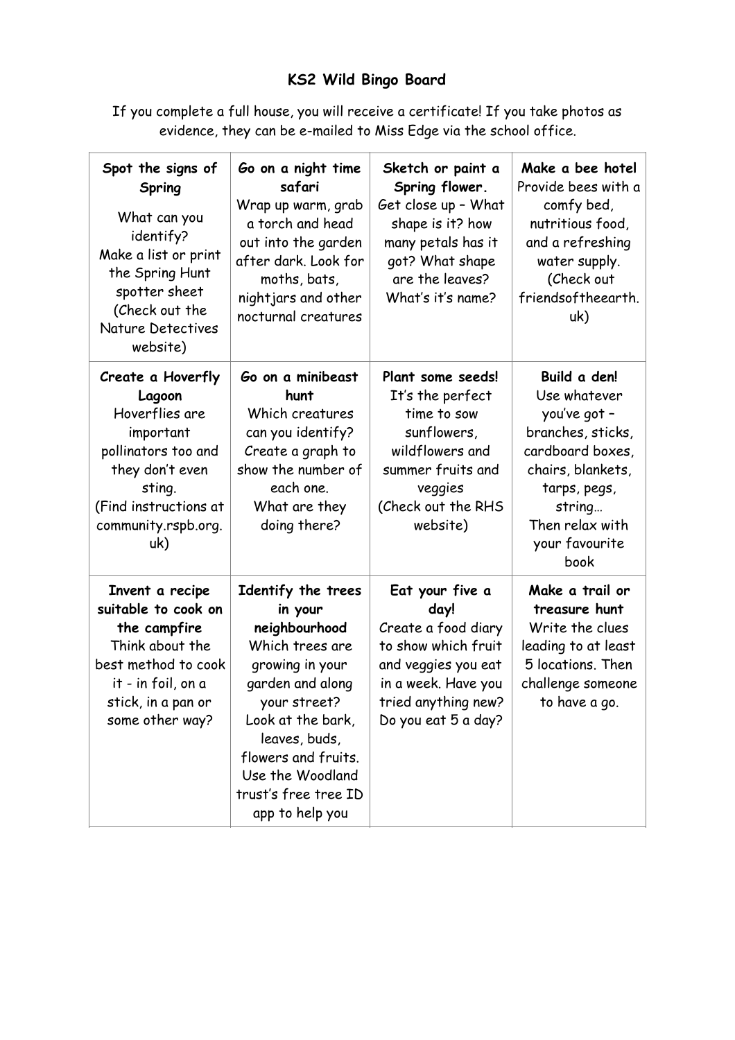# KS2 Wild Bingo Board

If you complete a full house, you will receive a certificate! If you take photos as evidence, they can be e-mailed to Miss Edge via the school office.

| | | | |
|---|---|---|---|
| **Spot the signs of Spring**<br><br>What can you identify?<br>Make a list or print the Spring Hunt spotter sheet (Check out the Nature Detectives website) | **Go on a night time safari**<br>Wrap up warm, grab a torch and head out into the garden after dark. Look for moths, bats, nightjars and other nocturnal creatures | **Sketch or paint a Spring flower.**<br>Get close up – What shape is it? how many petals has it got? What shape are the leaves? What's it's name? | **Make a bee hotel**<br>Provide bees with a comfy bed, nutritious food, and a refreshing water supply. (Check out friendsoftheearth.uk) |
| **Create a Hoverfly Lagoon**<br>Hoverflies are important pollinators too and they don't even sting.<br>(Find instructions at community.rspb.org.uk) | **Go on a minibeast hunt**<br>Which creatures can you identify? Create a graph to show the number of each one.<br>What are they doing there? | **Plant some seeds!**<br>It's the perfect time to sow sunflowers, wildflowers and summer fruits and veggies<br>(Check out the RHS website) | **Build a den!**<br>Use whatever you've got – branches, sticks, cardboard boxes, chairs, blankets, tarps, pegs, string…<br>Then relax with your favourite book |
| **Invent a recipe suitable to cook on the campfire**<br>Think about the best method to cook it - in foil, on a stick, in a pan or some other way? | **Identify the trees in your neighbourhood**<br>Which trees are growing in your garden and along your street? Look at the bark, leaves, buds, flowers and fruits. Use the Woodland trust's free tree ID app to help you | **Eat your five a day!**<br>Create a food diary to show which fruit and veggies you eat in a week. Have you tried anything new? Do you eat 5 a day? | **Make a trail or treasure hunt**<br>Write the clues leading to at least 5 locations. Then challenge someone to have a go. |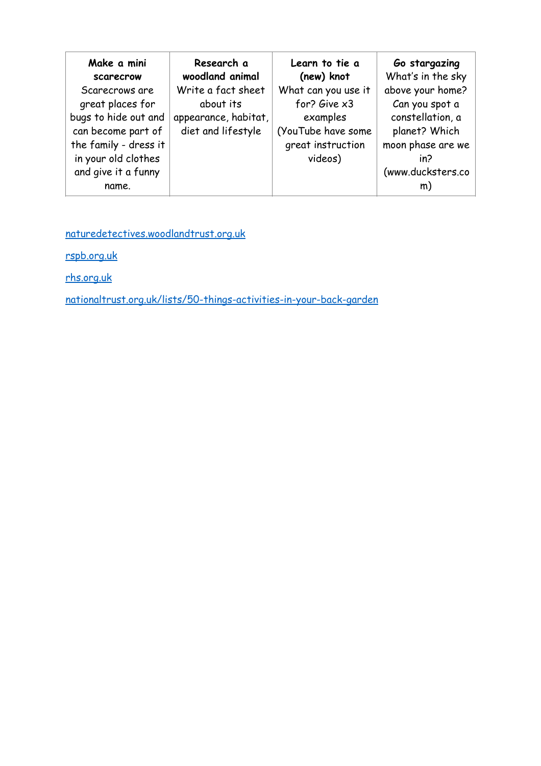| | | | |
|---|---|---|---|
| **Make a mini scarecrow** Scarecrows are great places for bugs to hide out and can become part of the family - dress it in your old clothes and give it a funny name. | **Research a woodland animal** Write a fact sheet about its appearance, habitat, diet and lifestyle | **Learn to tie a (new) knot** What can you use it for? Give x3 examples (YouTube have some great instruction videos) | **Go stargazing** What's in the sky above your home? Can you spot a constellation, a planet? Which moon phase are we in? (www.ducksters.com) |

[naturedetectives.woodlandtrust.org.uk](naturedetectives.woodlandtrust.org.uk)

[rspb.org.uk](rspb.org.uk)

[rhs.org.uk](rhs.org.uk)

[nationaltrust.org.uk/lists/50-things-activities-in-your-back-garden](nationaltrust.org.uk/lists/50-things-activities-in-your-back-garden)